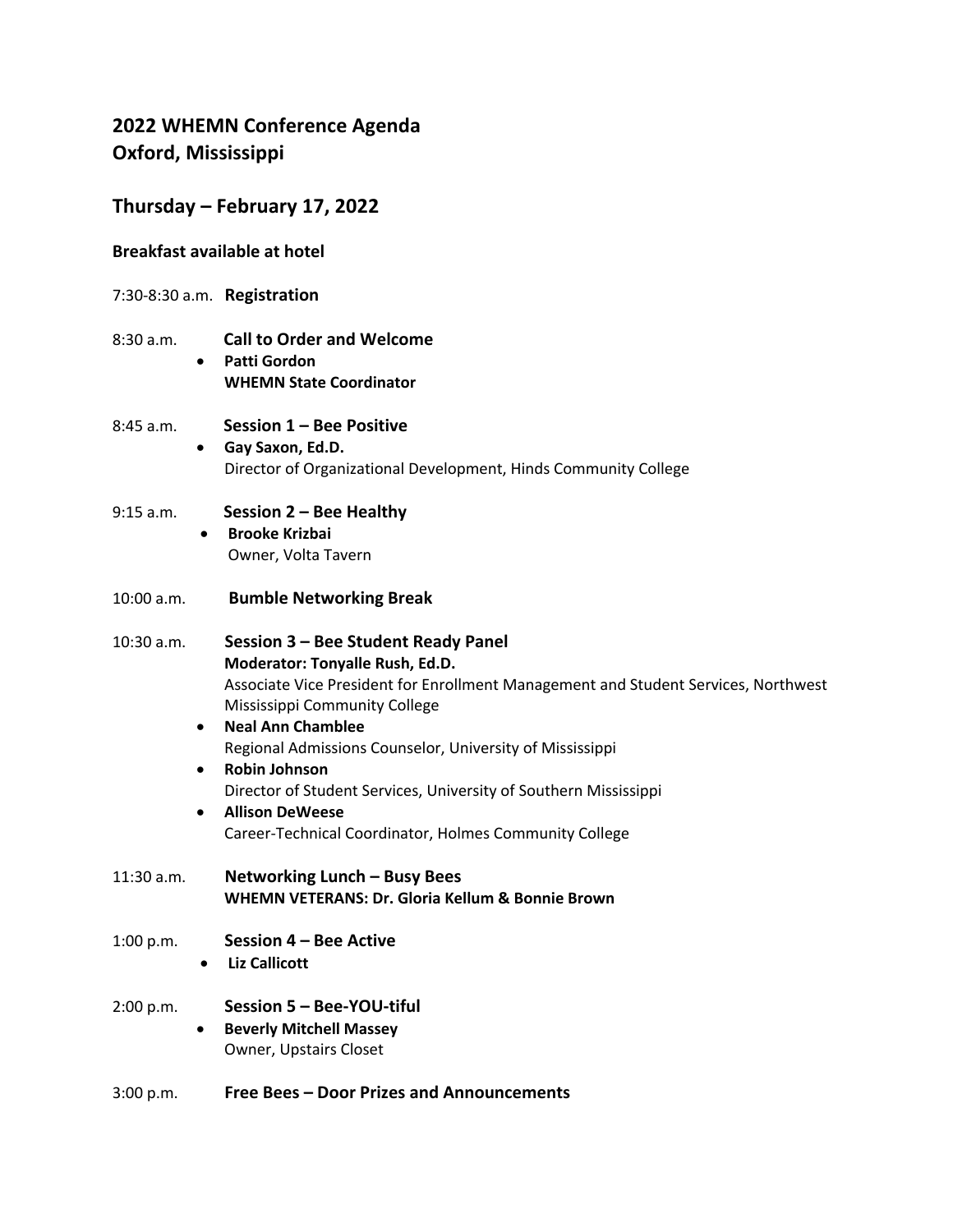## 2022 WHEMN Conference Agenda
## Oxford, Mississippi

## Thursday – February 17, 2022

**Breakfast available at hotel**

7:30-8:30 a.m. **Registration**

8:30 a.m. **Call to Order and Welcome**

- **Patti Gordon**
  **WHEMN State Coordinator**

8:45 a.m. **Session 1 – Bee Positive**

- **Gay Saxon, Ed.D.**
  Director of Organizational Development, Hinds Community College

9:15 a.m. **Session 2 – Bee Healthy**

- **Brooke Krizbai**
  Owner, Volta Tavern

10:00 a.m. **Bumble Networking Break**

10:30 a.m. **Session 3 – Bee Student Ready Panel**
**Moderator: Tonyalle Rush, Ed.D.**
Associate Vice President for Enrollment Management and Student Services, Northwest Mississippi Community College

- **Neal Ann Chamblee**
  Regional Admissions Counselor, University of Mississippi
- **Robin Johnson**
  Director of Student Services, University of Southern Mississippi
- **Allison DeWeese**
  Career-Technical Coordinator, Holmes Community College

11:30 a.m. **Networking Lunch – Busy Bees**
**WHEMN VETERANS: Dr. Gloria Kellum & Bonnie Brown**

1:00 p.m. **Session 4 – Bee Active**

- **Liz Callicott**

2:00 p.m. **Session 5 – Bee-YOU-tiful**

- **Beverly Mitchell Massey**
  Owner, Upstairs Closet

3:00 p.m. **Free Bees – Door Prizes and Announcements**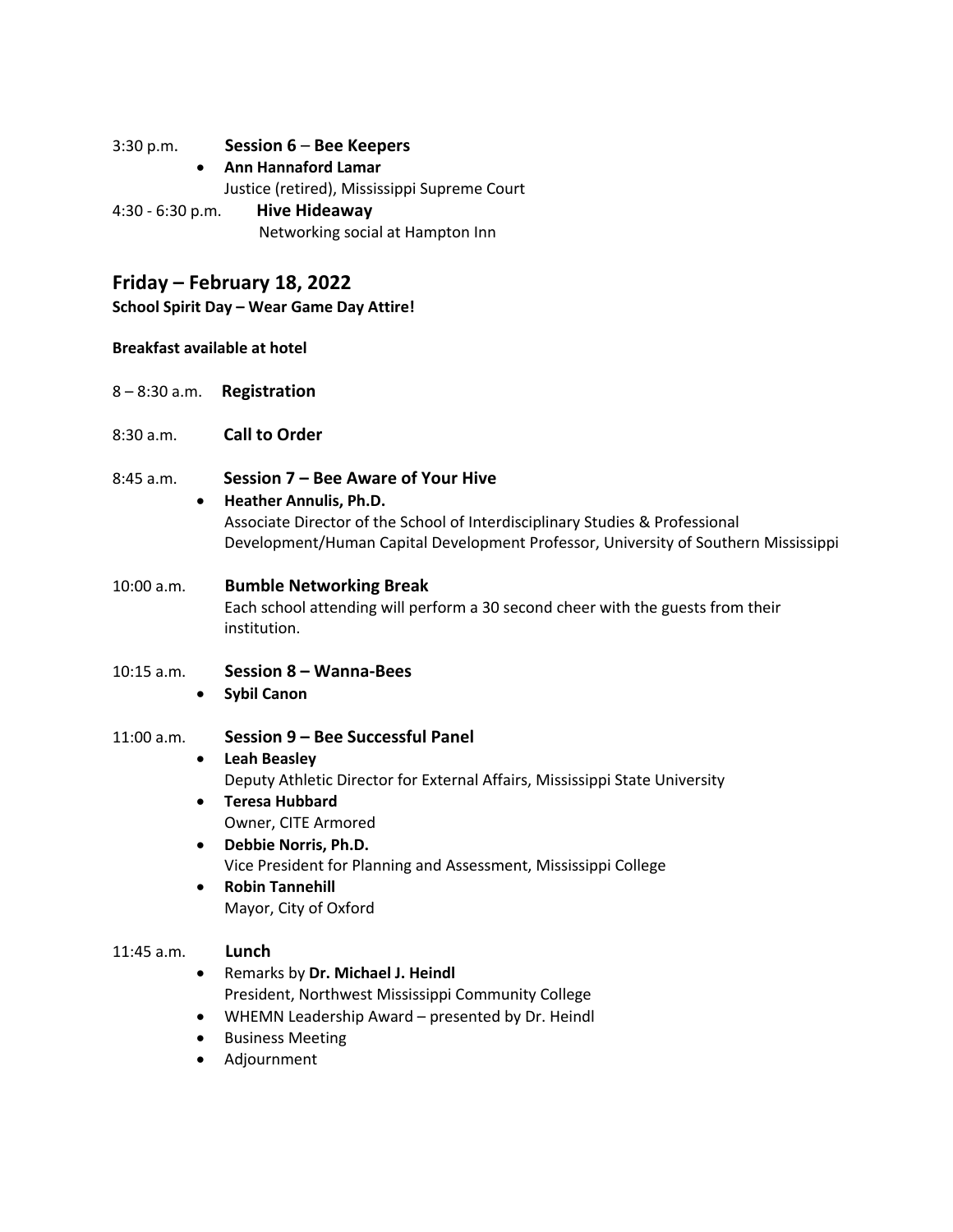3:30 p.m. **Session 6 – Bee Keepers**

- **Ann Hannaford Lamar**
  Justice (retired), Mississippi Supreme Court

4:30 - 6:30 p.m. **Hive Hideaway**
Networking social at Hampton Inn

## Friday – February 18, 2022

**School Spirit Day – Wear Game Day Attire!**

**Breakfast available at hotel**

8 – 8:30 a.m. **Registration**

8:30 a.m. **Call to Order**

8:45 a.m. **Session 7 – Bee Aware of Your Hive**

- **Heather Annulis, Ph.D.**
  Associate Director of the School of Interdisciplinary Studies & Professional Development/Human Capital Development Professor, University of Southern Mississippi

10:00 a.m. **Bumble Networking Break**
Each school attending will perform a 30 second cheer with the guests from their institution.

10:15 a.m. **Session 8 – Wanna-Bees**

- **Sybil Canon**

11:00 a.m. **Session 9 – Bee Successful Panel**

- **Leah Beasley**
  Deputy Athletic Director for External Affairs, Mississippi State University
- **Teresa Hubbard**
  Owner, CITE Armored
- **Debbie Norris, Ph.D.**
  Vice President for Planning and Assessment, Mississippi College
- **Robin Tannehill**
  Mayor, City of Oxford

11:45 a.m. **Lunch**

- Remarks by **Dr. Michael J. Heindl**
  President, Northwest Mississippi Community College
- WHEMN Leadership Award – presented by Dr. Heindl
- Business Meeting
- Adjournment